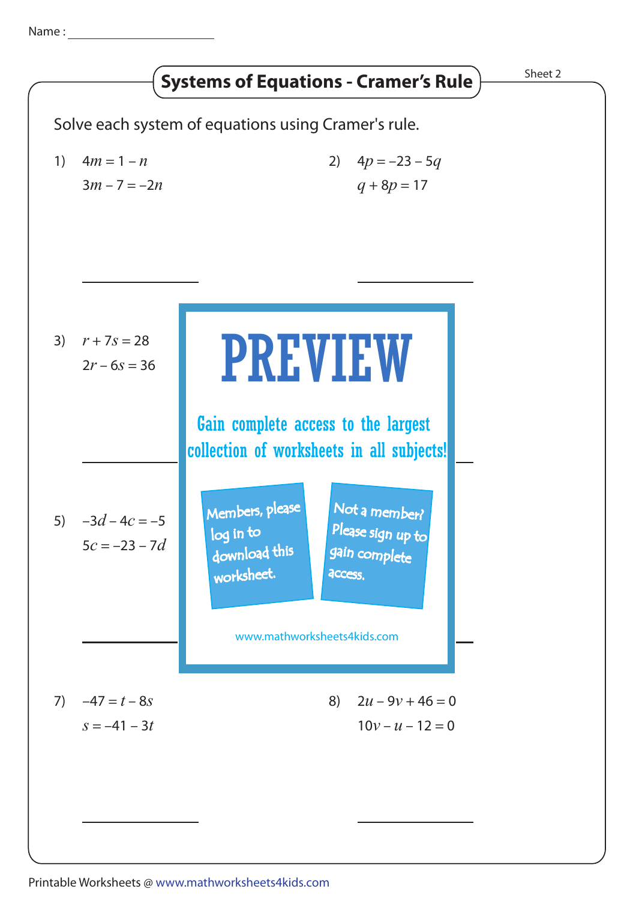Name : ____________________

# Systems of Equations - Cramer's Rule

Sheet 2

Solve each system of equations using Cramer's rule.

1) $4m = 1 - n$

$3m - 7 = -2n$

______________

2) $4p = -23 - 5q$

$q + 8p = 17$

______________

3) $r + 7s = 28$

$2r - 6s = 36$

______________

PREVIEW

Gain complete access to the largest collection of worksheets in all subjects!

Members, please log in to download this worksheet.

Not a member? Please sign up to gain complete access.

www.mathworksheets4kids.com

5) $-3d - 4c = -5$

$5c = -23 - 7d$

______________

7) $-47 = t - 8s$

$s = -41 - 3t$

______________

8) $2u - 9v + 46 = 0$

$10v - u - 12 = 0$

______________

Printable Worksheets @ www.mathworksheets4kids.com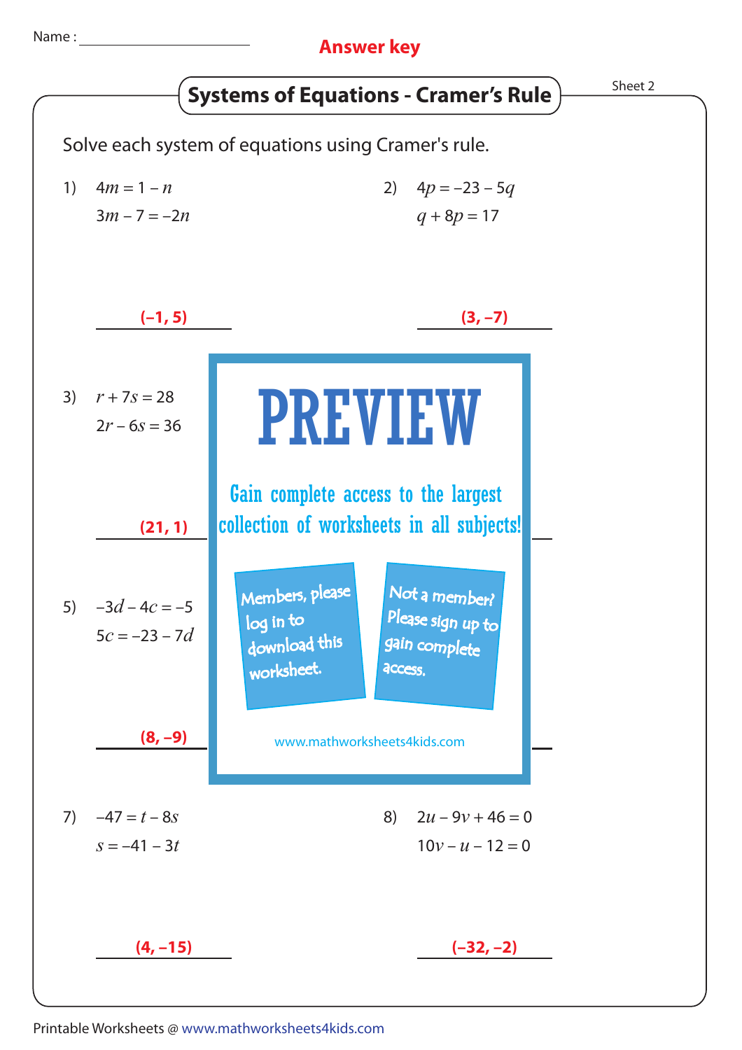Name : ____________________

**Answer key**

# Systems of Equations - Cramer's Rule

Sheet 2

Solve each system of equations using Cramer's rule.

1) $4m = 1 - n$

   $3m - 7 = -2n$

   **(−1, 5)**

2) $4p = -23 - 5q$

   $q + 8p = 17$

   **(3, −7)**

3) $r + 7s = 28$

   $2r - 6s = 36$

   **(21, 1)**

PREVIEW

Gain complete access to the largest collection of worksheets in all subjects!

Members, please log in to download this worksheet.

Not a member? Please sign up to gain complete access.

www.mathworksheets4kids.com

5) $-3d - 4c = -5$

   $5c = -23 - 7d$

   **(8, −9)**

7) $-47 = t - 8s$

   $s = -41 - 3t$

   **(4, −15)**

8) $2u - 9v + 46 = 0$

   $10v - u - 12 = 0$

   **(−32, −2)**

Printable Worksheets @ www.mathworksheets4kids.com